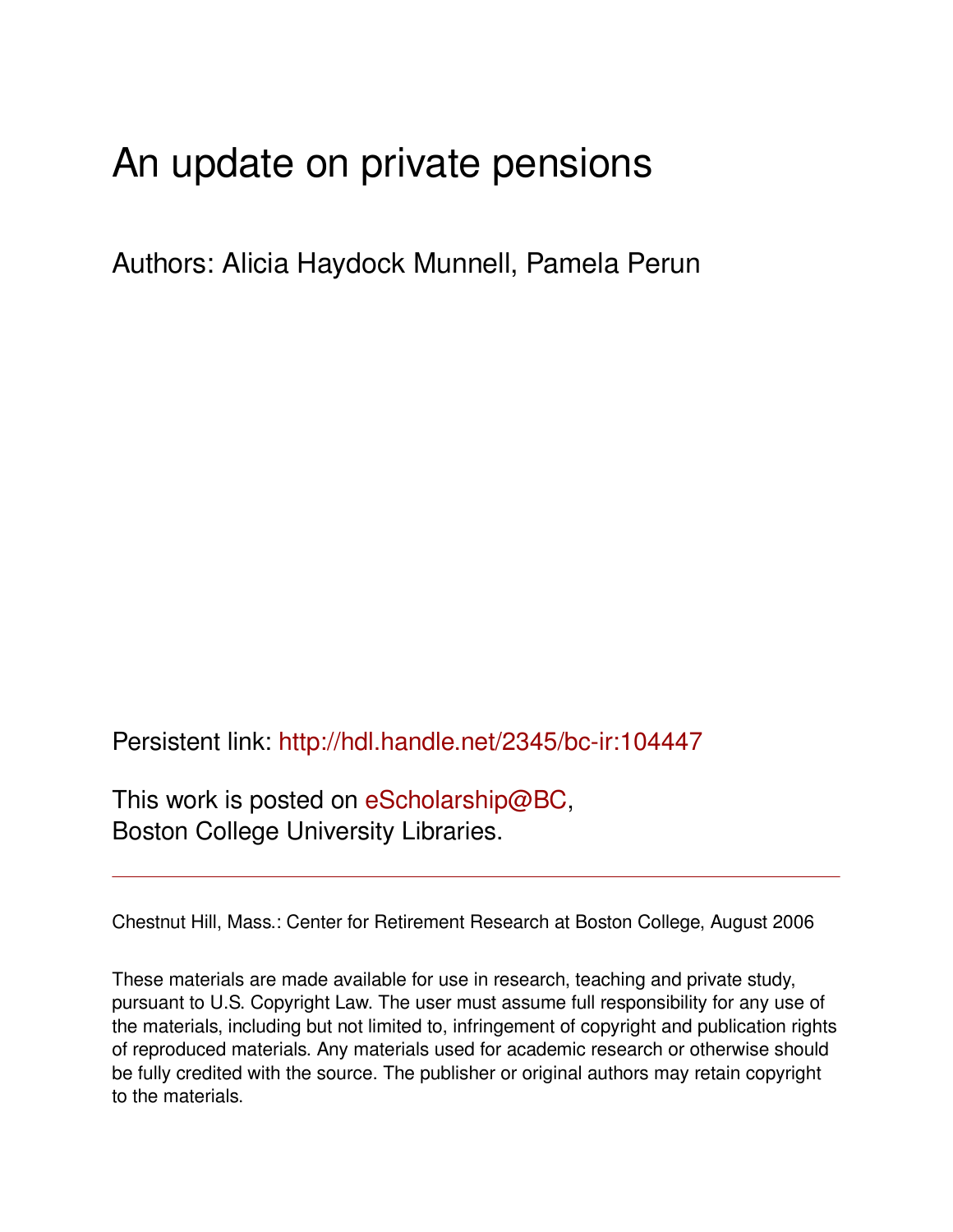# An update on private pensions

Authors: Alicia Haydock Munnell, Pamela Perun

Persistent link: http://hdl.handle.net/2345/bc-ir:104447

This work is posted on eScholarship@BC,
Boston College University Libraries.

---

Chestnut Hill, Mass.: Center for Retirement Research at Boston College, August 2006

These materials are made available for use in research, teaching and private study, pursuant to U.S. Copyright Law. The user must assume full responsibility for any use of the materials, including but not limited to, infringement of copyright and publication rights of reproduced materials. Any materials used for academic research or otherwise should be fully credited with the source. The publisher or original authors may retain copyright to the materials.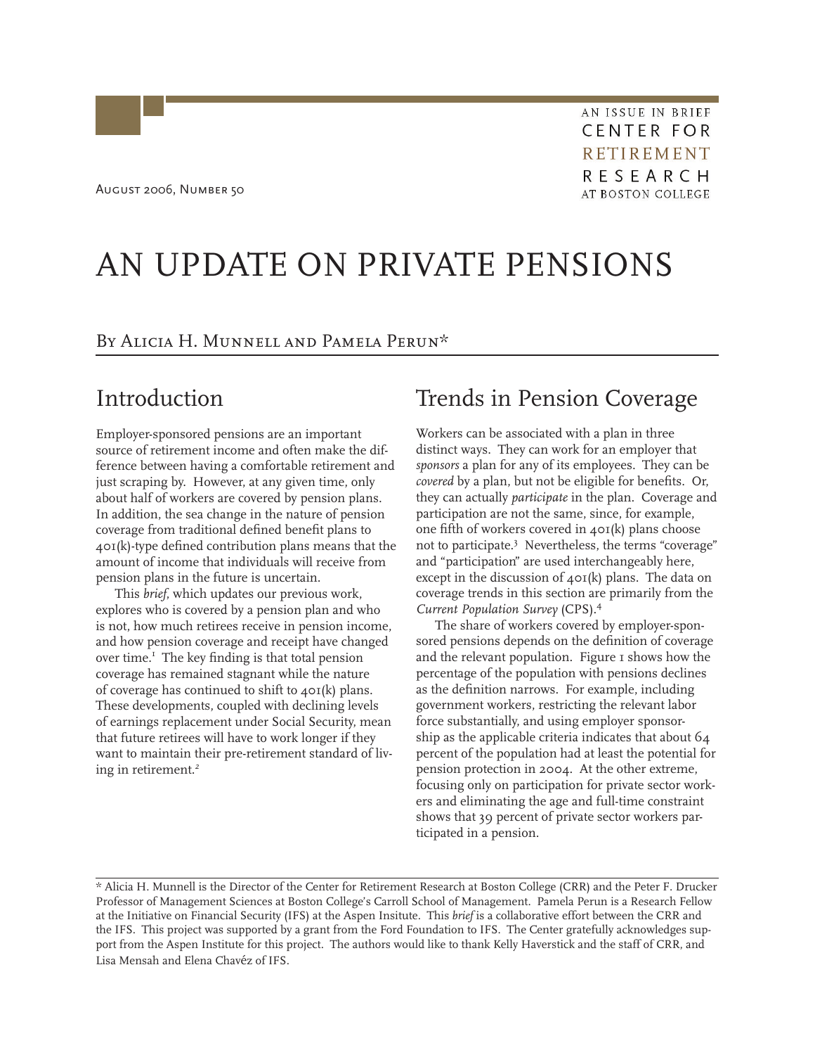AN ISSUE IN BRIEF
CENTER FOR RETIREMENT RESEARCH AT BOSTON COLLEGE

August 2006, Number 50

# AN UPDATE ON PRIVATE PENSIONS

By Alicia H. Munnell and Pamela Perun*

## Introduction

Employer-sponsored pensions are an important source of retirement income and often make the difference between having a comfortable retirement and just scraping by. However, at any given time, only about half of workers are covered by pension plans. In addition, the sea change in the nature of pension coverage from traditional defined benefit plans to 401(k)-type defined contribution plans means that the amount of income that individuals will receive from pension plans in the future is uncertain.

This *brief*, which updates our previous work, explores who is covered by a pension plan and who is not, how much retirees receive in pension income, and how pension coverage and receipt have changed over time.[1] The key finding is that total pension coverage has remained stagnant while the nature of coverage has continued to shift to 401(k) plans. These developments, coupled with declining levels of earnings replacement under Social Security, mean that future retirees will have to work longer if they want to maintain their pre-retirement standard of living in retirement.[2]

## Trends in Pension Coverage

Workers can be associated with a plan in three distinct ways. They can work for an employer that *sponsors* a plan for any of its employees. They can be *covered* by a plan, but not be eligible for benefits. Or, they can actually *participate* in the plan. Coverage and participation are not the same, since, for example, one fifth of workers covered in 401(k) plans choose not to participate.[3] Nevertheless, the terms "coverage" and "participation" are used interchangeably here, except in the discussion of 401(k) plans. The data on coverage trends in this section are primarily from the *Current Population Survey* (CPS).[4]

The share of workers covered by employer-sponsored pensions depends on the definition of coverage and the relevant population. Figure 1 shows how the percentage of the population with pensions declines as the definition narrows. For example, including government workers, restricting the relevant labor force substantially, and using employer sponsorship as the applicable criteria indicates that about 64 percent of the population had at least the potential for pension protection in 2004. At the other extreme, focusing only on participation for private sector workers and eliminating the age and full-time constraint shows that 39 percent of private sector workers participated in a pension.

---

* Alicia H. Munnell is the Director of the Center for Retirement Research at Boston College (CRR) and the Peter F. Drucker Professor of Management Sciences at Boston College's Carroll School of Management. Pamela Perun is a Research Fellow at the Initiative on Financial Security (IFS) at the Aspen Insitute. This *brief* is a collaborative effort between the CRR and the IFS. This project was supported by a grant from the Ford Foundation to IFS. The Center gratefully acknowledges support from the Aspen Institute for this project. The authors would like to thank Kelly Haverstick and the staff of CRR, and Lisa Mensah and Elena Chavéz of IFS.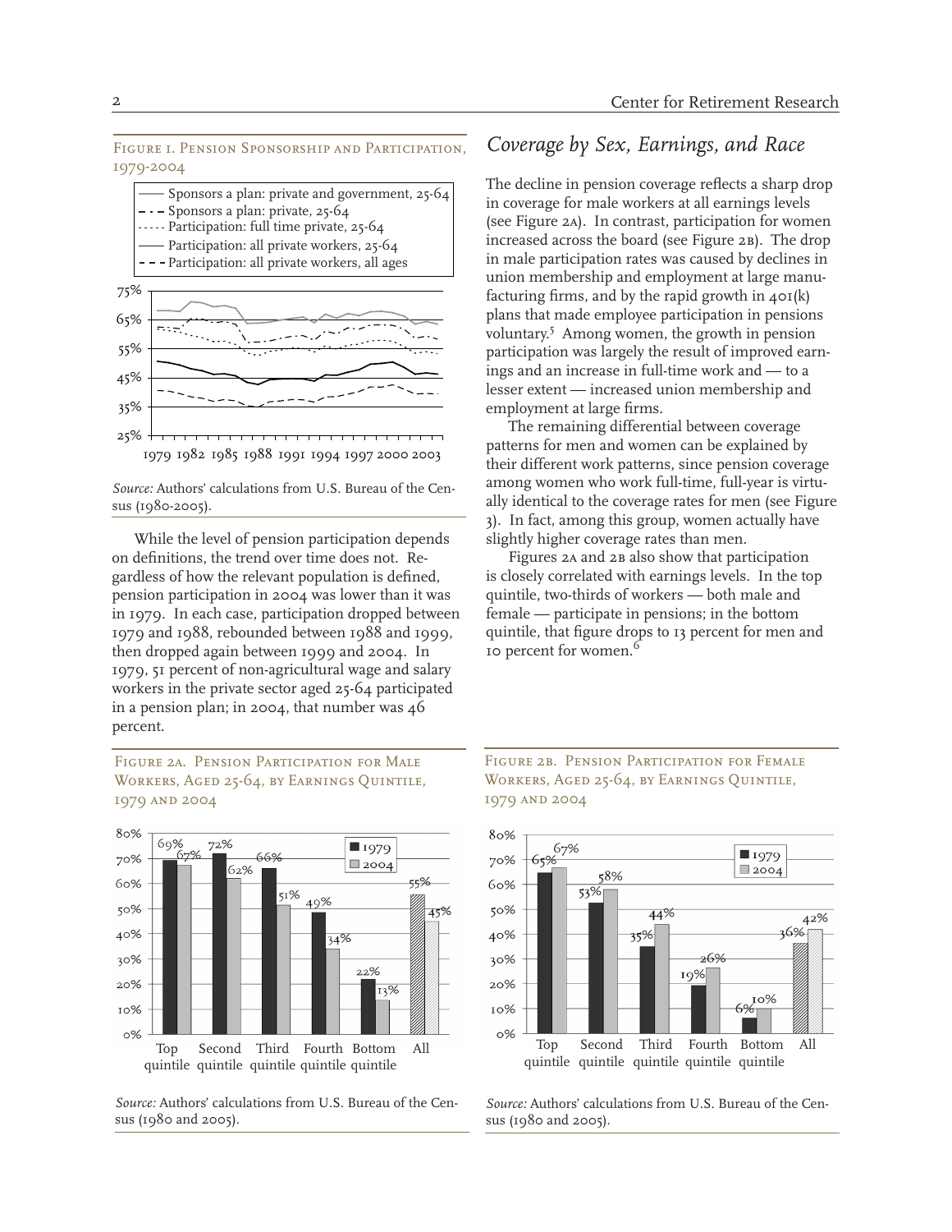Figure 1. Pension Sponsorship and Participation, 1979-2004

*Source:* Authors' calculations from U.S. Bureau of the Census (1980-2005).

While the level of pension participation depends on definitions, the trend over time does not. Regardless of how the relevant population is defined, pension participation in 2004 was lower than it was in 1979. In each case, participation dropped between 1979 and 1988, rebounded between 1988 and 1999, then dropped again between 1999 and 2004. In 1979, 51 percent of non-agricultural wage and salary workers in the private sector aged 25-64 participated in a pension plan; in 2004, that number was 46 percent.

## *Coverage by Sex, Earnings, and Race*

The decline in pension coverage reflects a sharp drop in coverage for male workers at all earnings levels (see Figure 2A). In contrast, participation for women increased across the board (see Figure 2B). The drop in male participation rates was caused by declines in union membership and employment at large manufacturing firms, and by the rapid growth in 401(k) plans that made employee participation in pensions voluntary.[5] Among women, the growth in pension participation was largely the result of improved earnings and an increase in full-time work and — to a lesser extent — increased union membership and employment at large firms.

The remaining differential between coverage patterns for men and women can be explained by their different work patterns, since pension coverage among women who work full-time, full-year is virtually identical to the coverage rates for men (see Figure 3). In fact, among this group, women actually have slightly higher coverage rates than men.

Figures 2A and 2B also show that participation is closely correlated with earnings levels. In the top quintile, two-thirds of workers — both male and female — participate in pensions; in the bottom quintile, that figure drops to 13 percent for men and 10 percent for women.[6]

Figure 2A. Pension Participation for Male Workers, Aged 25-64, by Earnings Quintile, 1979 and 2004

| | Top quintile | Second quintile | Third quintile | Fourth quintile | Bottom quintile | All |
|---|---|---|---|---|---|---|
| 1979 | 69% | 72% | 66% | 49% | 22% | 55% |
| 2004 | 67% | 62% | 51% | 34% | 13% | 45% |

*Source:* Authors' calculations from U.S. Bureau of the Census (1980 and 2005).

Figure 2B. Pension Participation for Female Workers, Aged 25-64, by Earnings Quintile, 1979 and 2004

| | Top quintile | Second quintile | Third quintile | Fourth quintile | Bottom quintile | All |
|---|---|---|---|---|---|---|
| 1979 | 65% | 53% | 35% | 19% | 6% | 36% |
| 2004 | 67% | 58% | 44% | 26% | 10% | 42% |

*Source:* Authors' calculations from U.S. Bureau of the Census (1980 and 2005).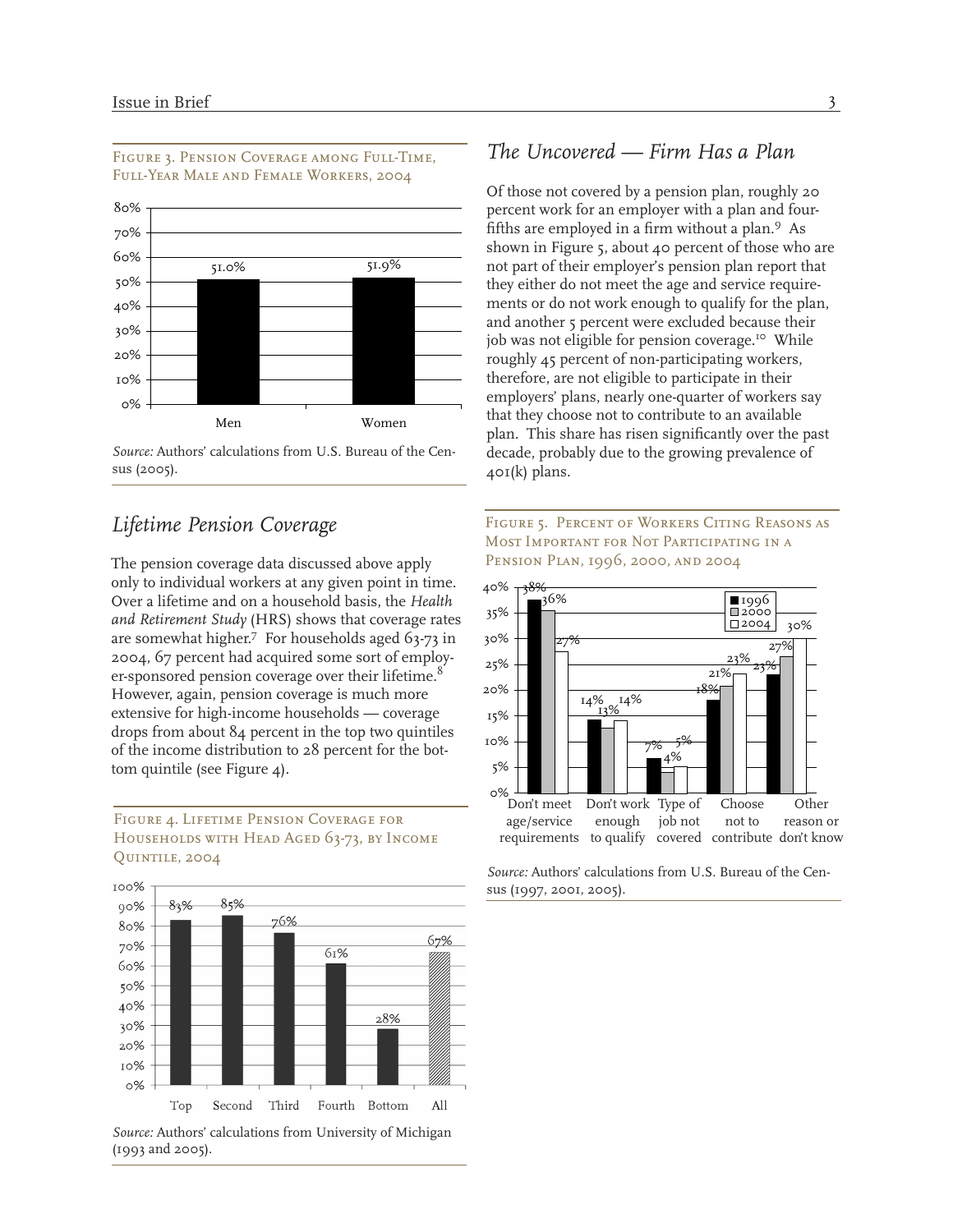Figure 3. Pension Coverage among Full-Time, Full-Year Male and Female Workers, 2004

| | Men | Women |
|---|---|---|
| Coverage | 51.0% | 51.9% |

*Source:* Authors' calculations from U.S. Bureau of the Census (2005).

## Lifetime Pension Coverage

The pension coverage data discussed above apply only to individual workers at any given point in time. Over a lifetime and on a household basis, the *Health and Retirement Study* (HRS) shows that coverage rates are somewhat higher.[7] For households aged 63-73 in 2004, 67 percent had acquired some sort of employer-sponsored pension coverage over their lifetime.[8] However, again, pension coverage is much more extensive for high-income households — coverage drops from about 84 percent in the top two quintiles of the income distribution to 28 percent for the bottom quintile (see Figure 4).

Figure 4. Lifetime Pension Coverage for Households with Head Aged 63-73, by Income Quintile, 2004

| | Top | Second | Third | Fourth | Bottom | All |
|---|---|---|---|---|---|---|
| Coverage | 83% | 85% | 76% | 61% | 28% | 67% |

*Source:* Authors' calculations from University of Michigan (1993 and 2005).

## The Uncovered — Firm Has a Plan

Of those not covered by a pension plan, roughly 20 percent work for an employer with a plan and four-fifths are employed in a firm without a plan.[9] As shown in Figure 5, about 40 percent of those who are not part of their employer's pension plan report that they either do not meet the age and service requirements or do not work enough to qualify for the plan, and another 5 percent were excluded because their job was not eligible for pension coverage.[10] While roughly 45 percent of non-participating workers, therefore, are not eligible to participate in their employers' plans, nearly one-quarter of workers say that they choose not to contribute to an available plan. This share has risen significantly over the past decade, probably due to the growing prevalence of 401(k) plans.

Figure 5. Percent of Workers Citing Reasons as Most Important for Not Participating in a Pension Plan, 1996, 2000, and 2004

| Reason | 1996 | 2000 | 2004 |
|---|---|---|---|
| Don't meet age/service requirements | 38% | 36% | 27% |
| Don't work enough to qualify | 14% | 13% | 14% |
| Type of job not covered | 7% | 4% | 5% |
| Choose not to contribute | 18% | 21% | 23% |
| Other reason or don't know | 23% | 27% | 30% |

*Source:* Authors' calculations from U.S. Bureau of the Census (1997, 2001, 2005).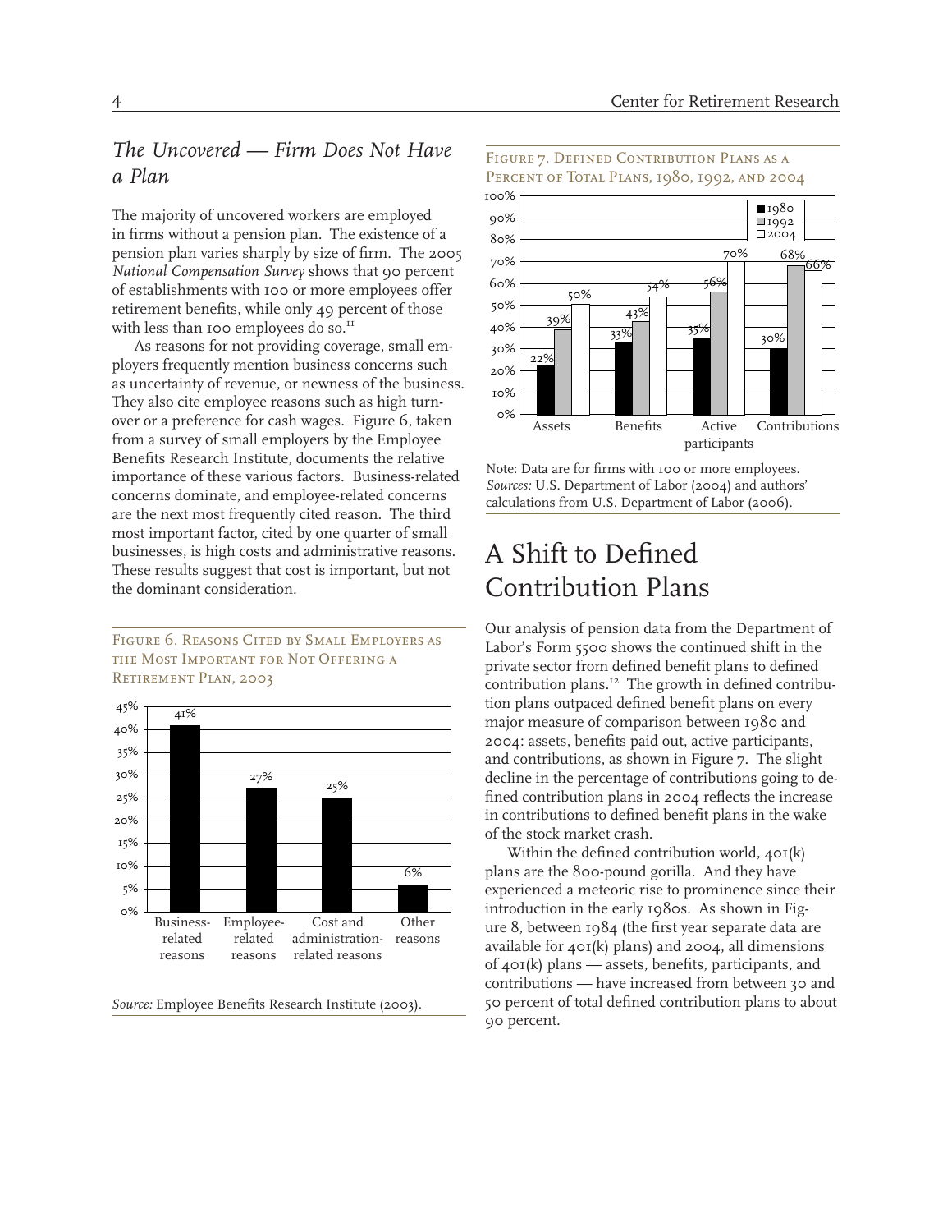### *The Uncovered — Firm Does Not Have a Plan*

The majority of uncovered workers are employed in firms without a pension plan. The existence of a pension plan varies sharply by size of firm. The 2005 *National Compensation Survey* shows that 90 percent of establishments with 100 or more employees offer retirement benefits, while only 49 percent of those with less than 100 employees do so.[11]

As reasons for not providing coverage, small employers frequently mention business concerns such as uncertainty of revenue, or newness of the business. They also cite employee reasons such as high turnover or a preference for cash wages. Figure 6, taken from a survey of small employers by the Employee Benefits Research Institute, documents the relative importance of these various factors. Business-related concerns dominate, and employee-related concerns are the next most frequently cited reason. The third most important factor, cited by one quarter of small businesses, is high costs and administrative reasons. These results suggest that cost is important, but not the dominant consideration.

Figure 6. Reasons Cited by Small Employers as the Most Important for Not Offering a Retirement Plan, 2003

| Reason | Percent |
|---|---|
| Business-related reasons | 41% |
| Employee-related reasons | 27% |
| Cost and administration-related reasons | 25% |
| Other reasons | 6% |

*Source:* Employee Benefits Research Institute (2003).

Figure 7. Defined Contribution Plans as a Percent of Total Plans, 1980, 1992, and 2004

| | 1980 | 1992 | 2004 |
|---|---|---|---|
| Assets | 22% | 39% | 50% |
| Benefits | 33% | 43% | 54% |
| Active participants | 35% | 56% | 70% |
| Contributions | 30% | 68% | 66% |

Note: Data are for firms with 100 or more employees.
*Sources:* U.S. Department of Labor (2004) and authors' calculations from U.S. Department of Labor (2006).

## A Shift to Defined Contribution Plans

Our analysis of pension data from the Department of Labor's Form 5500 shows the continued shift in the private sector from defined benefit plans to defined contribution plans.[12] The growth in defined contribution plans outpaced defined benefit plans on every major measure of comparison between 1980 and 2004: assets, benefits paid out, active participants, and contributions, as shown in Figure 7. The slight decline in the percentage of contributions going to defined contribution plans in 2004 reflects the increase in contributions to defined benefit plans in the wake of the stock market crash.

Within the defined contribution world, 401(k) plans are the 800-pound gorilla. And they have experienced a meteoric rise to prominence since their introduction in the early 1980s. As shown in Figure 8, between 1984 (the first year separate data are available for 401(k) plans) and 2004, all dimensions of 401(k) plans — assets, benefits, participants, and contributions — have increased from between 30 and 50 percent of total defined contribution plans to about 90 percent.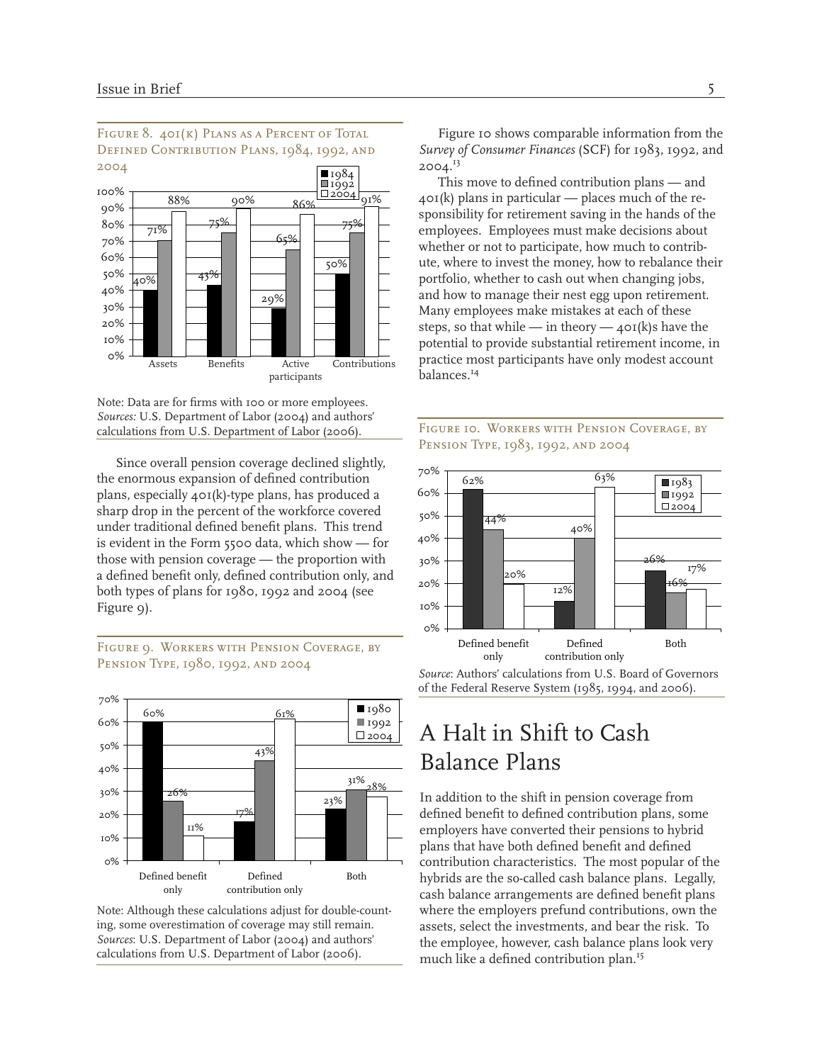Figure 8. 401(k) Plans as a Percent of Total Defined Contribution Plans, 1984, 1992, and 2004

| | 1984 | 1992 | 2004 |
|---|---|---|---|
| Assets | 40% | 71% | 88% |
| Benefits | 43% | 75% | 90% |
| Active participants | 29% | 65% | 86% |
| Contributions | 50% | 75% | 91% |

Note: Data are for firms with 100 or more employees.
*Sources:* U.S. Department of Labor (2004) and authors' calculations from U.S. Department of Labor (2006).

Since overall pension coverage declined slightly, the enormous expansion of defined contribution plans, especially 401(k)-type plans, has produced a sharp drop in the percent of the workforce covered under traditional defined benefit plans. This trend is evident in the Form 5500 data, which show — for those with pension coverage — the proportion with a defined benefit only, defined contribution only, and both types of plans for 1980, 1992 and 2004 (see Figure 9).

Figure 9. Workers with Pension Coverage, by Pension Type, 1980, 1992, and 2004

| | 1980 | 1992 | 2004 |
|---|---|---|---|
| Defined benefit only | 60% | 26% | 11% |
| Defined contribution only | 17% | 43% | 61% |
| Both | 23% | 31% | 28% |

Note: Although these calculations adjust for double-counting, some overestimation of coverage may still remain.
*Sources*: U.S. Department of Labor (2004) and authors' calculations from U.S. Department of Labor (2006).

Figure 10 shows comparable information from the *Survey of Consumer Finances* (SCF) for 1983, 1992, and 2004.[13]

This move to defined contribution plans — and 401(k) plans in particular — places much of the responsibility for retirement saving in the hands of the employees. Employees must make decisions about whether or not to participate, how much to contribute, where to invest the money, how to rebalance their portfolio, whether to cash out when changing jobs, and how to manage their nest egg upon retirement. Many employees make mistakes at each of these steps, so that while — in theory — 401(k)s have the potential to provide substantial retirement income, in practice most participants have only modest account balances.[14]

Figure 10. Workers with Pension Coverage, by Pension Type, 1983, 1992, and 2004

| | 1983 | 1992 | 2004 |
|---|---|---|---|
| Defined benefit only | 62% | 44% | 20% |
| Defined contribution only | 12% | 40% | 63% |
| Both | 26% | 16% | 17% |

*Source*: Authors' calculations from U.S. Board of Governors of the Federal Reserve System (1985, 1994, and 2006).

## A Halt in Shift to Cash Balance Plans

In addition to the shift in pension coverage from defined benefit to defined contribution plans, some employers have converted their pensions to hybrid plans that have both defined benefit and defined contribution characteristics. The most popular of the hybrids are the so-called cash balance plans. Legally, cash balance arrangements are defined benefit plans where the employers prefund contributions, own the assets, select the investments, and bear the risk. To the employee, however, cash balance plans look very much like a defined contribution plan.[15]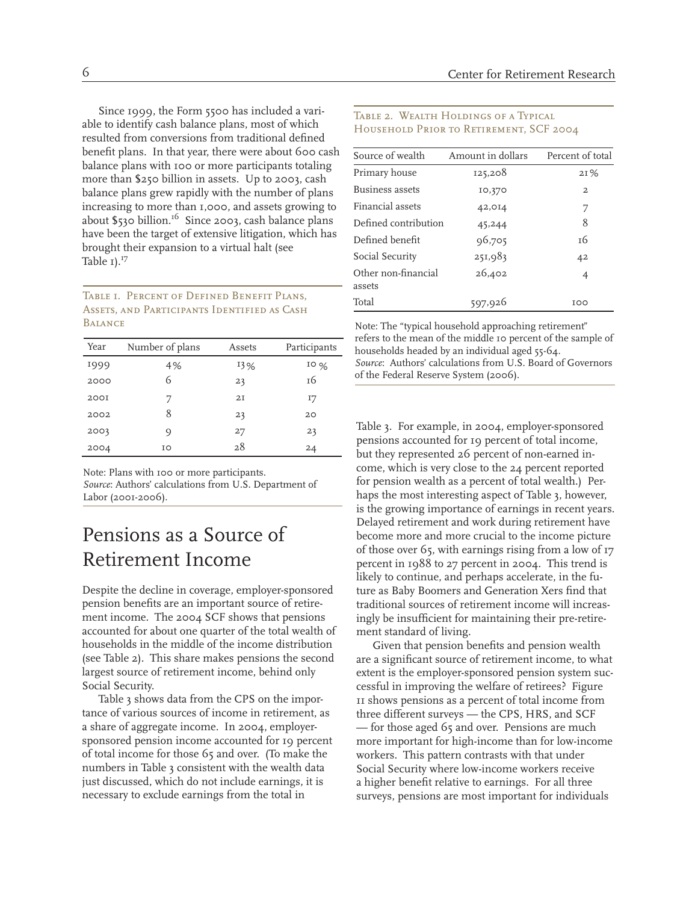Since 1999, the Form 5500 has included a variable to identify cash balance plans, most of which resulted from conversions from traditional defined benefit plans. In that year, there were about 600 cash balance plans with 100 or more participants totaling more than $250 billion in assets. Up to 2003, cash balance plans grew rapidly with the number of plans increasing to more than 1,000, and assets growing to about $530 billion.[16] Since 2003, cash balance plans have been the target of extensive litigation, which has brought their expansion to a virtual halt (see Table 1).[17]

Table 1. Percent of Defined Benefit Plans, Assets, and Participants Identified as Cash Balance

| Year | Number of plans | Assets | Participants |
|---|---|---|---|
| 1999 | 4% | 13% | 10 % |
| 2000 | 6 | 23 | 16 |
| 2001 | 7 | 21 | 17 |
| 2002 | 8 | 23 | 20 |
| 2003 | 9 | 27 | 23 |
| 2004 | 10 | 28 | 24 |

Note: Plans with 100 or more participants.
*Source*: Authors' calculations from U.S. Department of Labor (2001-2006).

## Pensions as a Source of Retirement Income

Despite the decline in coverage, employer-sponsored pension benefits are an important source of retirement income. The 2004 SCF shows that pensions accounted for about one quarter of the total wealth of households in the middle of the income distribution (see Table 2). This share makes pensions the second largest source of retirement income, behind only Social Security.

Table 2. Wealth Holdings of a Typical Household Prior to Retirement, SCF 2004

| Source of wealth | Amount in dollars | Percent of total |
|---|---|---|
| Primary house | 125,208 | 21% |
| Business assets | 10,370 | 2 |
| Financial assets | 42,014 | 7 |
| Defined contribution | 45,244 | 8 |
| Defined benefit | 96,705 | 16 |
| Social Security | 251,983 | 42 |
| Other non-financial assets | 26,402 | 4 |
| Total | 597,926 | 100 |

Note: The "typical household approaching retirement" refers to the mean of the middle 10 percent of the sample of households headed by an individual aged 55-64.
*Source*: Authors' calculations from U.S. Board of Governors of the Federal Reserve System (2006).

Table 3 shows data from the CPS on the importance of various sources of income in retirement, as a share of aggregate income. In 2004, employer-sponsored pension income accounted for 19 percent of total income for those 65 and over. (To make the numbers in Table 3 consistent with the wealth data just discussed, which do not include earnings, it is necessary to exclude earnings from the total in Table 3. For example, in 2004, employer-sponsored pensions accounted for 19 percent of total income, but they represented 26 percent of non-earned income, which is very close to the 24 percent reported for pension wealth as a percent of total wealth.) Perhaps the most interesting aspect of Table 3, however, is the growing importance of earnings in recent years. Delayed retirement and work during retirement have become more and more crucial to the income picture of those over 65, with earnings rising from a low of 17 percent in 1988 to 27 percent in 2004. This trend is likely to continue, and perhaps accelerate, in the future as Baby Boomers and Generation Xers find that traditional sources of retirement income will increasingly be insufficient for maintaining their pre-retirement standard of living.

Given that pension benefits and pension wealth are a significant source of retirement income, to what extent is the employer-sponsored pension system successful in improving the welfare of retirees? Figure 11 shows pensions as a percent of total income from three different surveys — the CPS, HRS, and SCF — for those aged 65 and over. Pensions are much more important for high-income than for low-income workers. This pattern contrasts with that under Social Security where low-income workers receive a higher benefit relative to earnings. For all three surveys, pensions are most important for individuals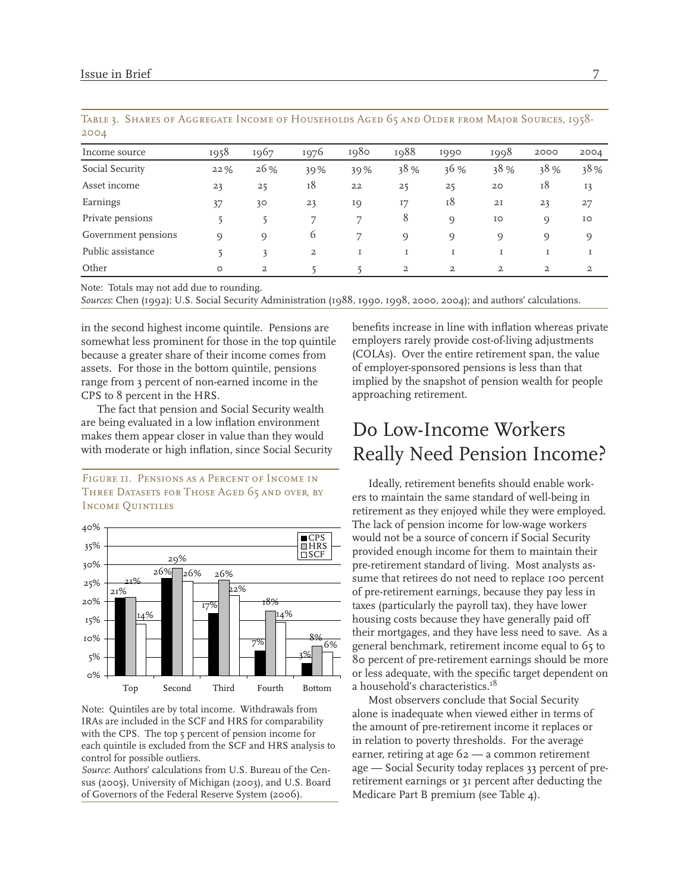Table 3. Shares of Aggregate Income of Households Aged 65 and Older from Major Sources, 1958-2004

| Income source | 1958 | 1967 | 1976 | 1980 | 1988 | 1990 | 1998 | 2000 | 2004 |
|---|---|---|---|---|---|---|---|---|---|
| Social Security | 22% | 26% | 39% | 39% | 38% | 36% | 38% | 38% | 38% |
| Asset income | 23 | 25 | 18 | 22 | 25 | 25 | 20 | 18 | 13 |
| Earnings | 37 | 30 | 23 | 19 | 17 | 18 | 21 | 23 | 27 |
| Private pensions | 5 | 5 | 7 | 7 | 8 | 9 | 10 | 9 | 10 |
| Government pensions | 9 | 9 | 6 | 7 | 9 | 9 | 9 | 9 | 9 |
| Public assistance | 5 | 3 | 2 | 1 | 1 | 1 | 1 | 1 | 1 |
| Other | 0 | 2 | 5 | 5 | 2 | 2 | 2 | 2 | 2 |

Note: Totals may not add due to rounding.
*Sources*: Chen (1992); U.S. Social Security Administration (1988, 1990, 1998, 2000, 2004); and authors' calculations.

in the second highest income quintile. Pensions are somewhat less prominent for those in the top quintile because a greater share of their income comes from assets. For those in the bottom quintile, pensions range from 3 percent of non-earned income in the CPS to 8 percent in the HRS.

The fact that pension and Social Security wealth are being evaluated in a low inflation environment makes them appear closer in value than they would with moderate or high inflation, since Social Security benefits increase in line with inflation whereas private employers rarely provide cost-of-living adjustments (COLAs). Over the entire retirement span, the value of employer-sponsored pensions is less than that implied by the snapshot of pension wealth for people approaching retirement.

Figure 11. Pensions as a Percent of Income in Three Datasets for Those Aged 65 and over, by Income Quintiles

| Quintile | CPS | HRS | SCF |
|---|---|---|---|
| Top | 21% | 21% | 14% |
| Second | 26% | 29% | 26% |
| Third | 17% | 26% | 22% |
| Fourth | 7% | 18% | 14% |
| Bottom | 3% | 8% | 6% |

Note: Quintiles are by total income. Withdrawals from IRAs are included in the SCF and HRS for comparability with the CPS. The top 5 percent of pension income for each quintile is excluded from the SCF and HRS analysis to control for possible outliers.
*Source*: Authors' calculations from U.S. Bureau of the Census (2005), University of Michigan (2003), and U.S. Board of Governors of the Federal Reserve System (2006).

## Do Low-Income Workers Really Need Pension Income?

Ideally, retirement benefits should enable workers to maintain the same standard of well-being in retirement as they enjoyed while they were employed. The lack of pension income for low-wage workers would not be a source of concern if Social Security provided enough income for them to maintain their pre-retirement standard of living. Most analysts assume that retirees do not need to replace 100 percent of pre-retirement earnings, because they pay less in taxes (particularly the payroll tax), they have lower housing costs because they have generally paid off their mortgages, and they have less need to save. As a general benchmark, retirement income equal to 65 to 80 percent of pre-retirement earnings should be more or less adequate, with the specific target dependent on a household's characteristics.[18]

Most observers conclude that Social Security alone is inadequate when viewed either in terms of the amount of pre-retirement income it replaces or in relation to poverty thresholds. For the average earner, retiring at age 62 — a common retirement age — Social Security today replaces 33 percent of pre-retirement earnings or 31 percent after deducting the Medicare Part B premium (see Table 4).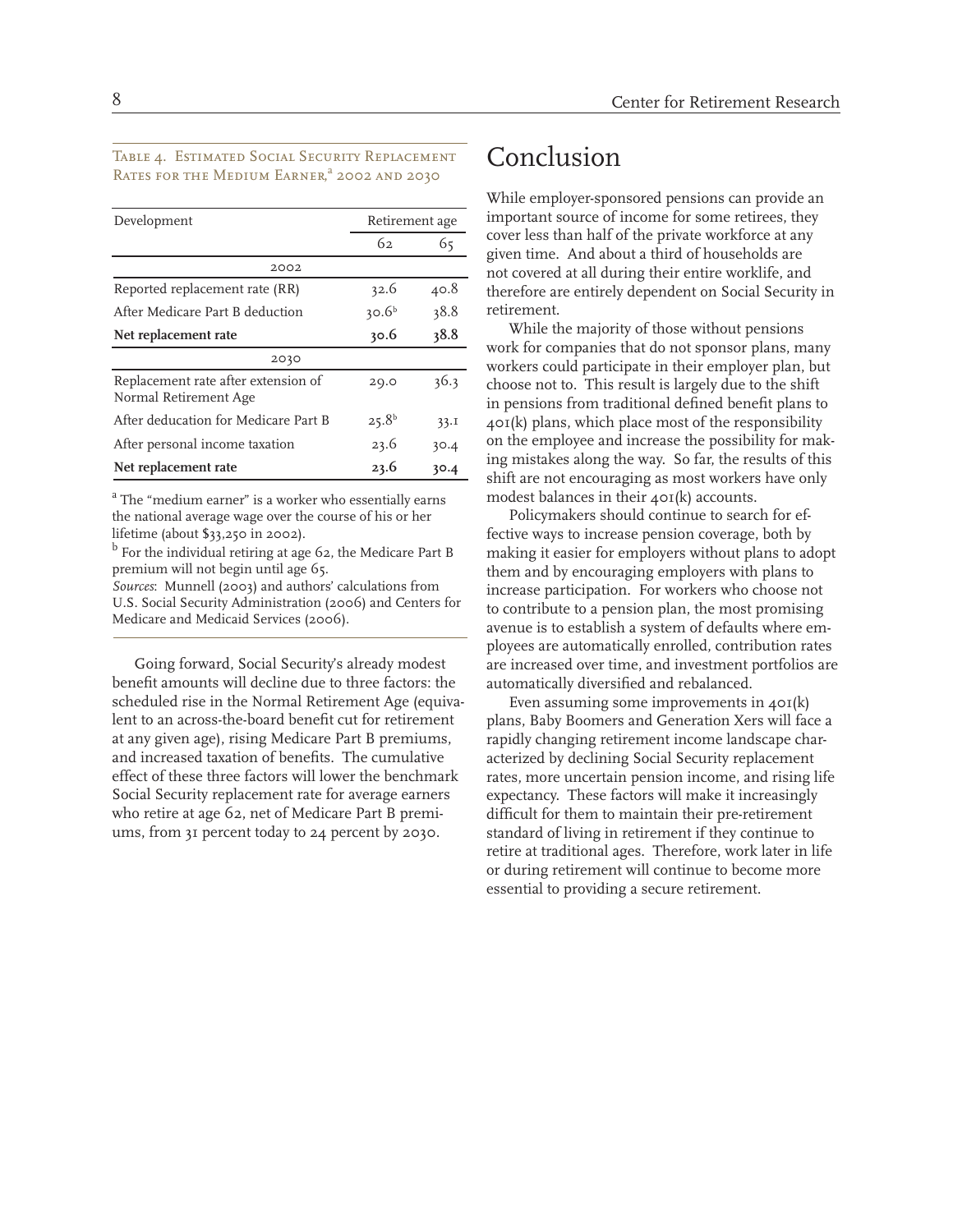Table 4. Estimated Social Security Replacement Rates for the Medium Earner,[a] 2002 and 2030

| Development | Retirement age | |
|---|---|---|
| | 62 | 65 |
| **2002** | | |
| Reported replacement rate (RR) | 32.6 | 40.8 |
| After Medicare Part B deduction | 30.6[b] | 38.8 |
| **Net replacement rate** | **30.6** | **38.8** |
| **2030** | | |
| Replacement rate after extension of Normal Retirement Age | 29.0 | 36.3 |
| After deducation for Medicare Part B | 25.8[b] | 33.1 |
| After personal income taxation | 23.6 | 30.4 |
| **Net replacement rate** | **23.6** | **30.4** |

[a] The "medium earner" is a worker who essentially earns the national average wage over the course of his or her lifetime (about $33,250 in 2002).

[b] For the individual retiring at age 62, the Medicare Part B premium will not begin until age 65.

*Sources*: Munnell (2003) and authors' calculations from U.S. Social Security Administration (2006) and Centers for Medicare and Medicaid Services (2006).

Going forward, Social Security's already modest benefit amounts will decline due to three factors: the scheduled rise in the Normal Retirement Age (equivalent to an across-the-board benefit cut for retirement at any given age), rising Medicare Part B premiums, and increased taxation of benefits. The cumulative effect of these three factors will lower the benchmark Social Security replacement rate for average earners who retire at age 62, net of Medicare Part B premiums, from 31 percent today to 24 percent by 2030.

# Conclusion

While employer-sponsored pensions can provide an important source of income for some retirees, they cover less than half of the private workforce at any given time. And about a third of households are not covered at all during their entire worklife, and therefore are entirely dependent on Social Security in retirement.

While the majority of those without pensions work for companies that do not sponsor plans, many workers could participate in their employer plan, but choose not to. This result is largely due to the shift in pensions from traditional defined benefit plans to 401(k) plans, which place most of the responsibility on the employee and increase the possibility for making mistakes along the way. So far, the results of this shift are not encouraging as most workers have only modest balances in their 401(k) accounts.

Policymakers should continue to search for effective ways to increase pension coverage, both by making it easier for employers without plans to adopt them and by encouraging employers with plans to increase participation. For workers who choose not to contribute to a pension plan, the most promising avenue is to establish a system of defaults where employees are automatically enrolled, contribution rates are increased over time, and investment portfolios are automatically diversified and rebalanced.

Even assuming some improvements in 401(k) plans, Baby Boomers and Generation Xers will face a rapidly changing retirement income landscape characterized by declining Social Security replacement rates, more uncertain pension income, and rising life expectancy. These factors will make it increasingly difficult for them to maintain their pre-retirement standard of living in retirement if they continue to retire at traditional ages. Therefore, work later in life or during retirement will continue to become more essential to providing a secure retirement.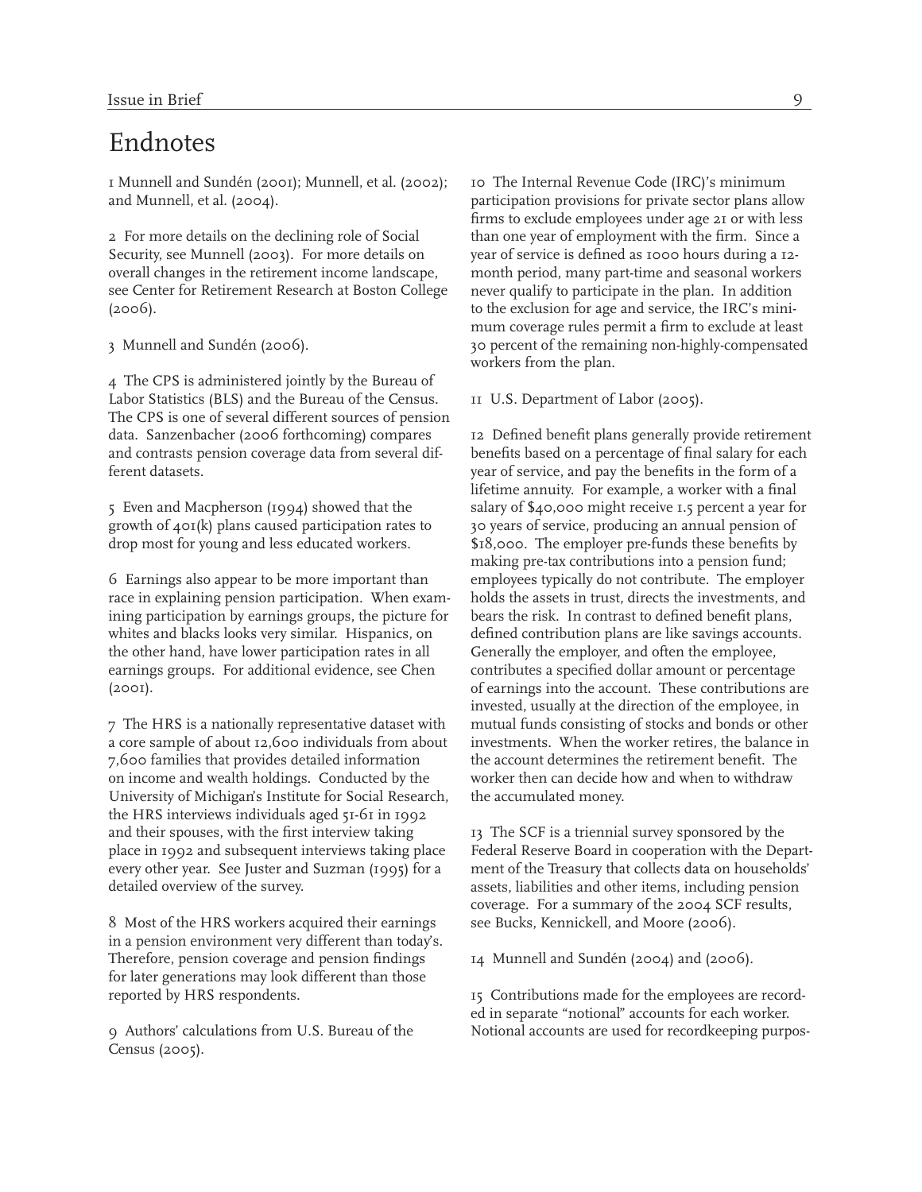# Endnotes

1 Munnell and Sundén (2001); Munnell, et al. (2002); and Munnell, et al. (2004).

2 For more details on the declining role of Social Security, see Munnell (2003). For more details on overall changes in the retirement income landscape, see Center for Retirement Research at Boston College (2006).

3 Munnell and Sundén (2006).

4 The CPS is administered jointly by the Bureau of Labor Statistics (BLS) and the Bureau of the Census. The CPS is one of several different sources of pension data. Sanzenbacher (2006 forthcoming) compares and contrasts pension coverage data from several different datasets.

5 Even and Macpherson (1994) showed that the growth of 401(k) plans caused participation rates to drop most for young and less educated workers.

6 Earnings also appear to be more important than race in explaining pension participation. When examining participation by earnings groups, the picture for whites and blacks looks very similar. Hispanics, on the other hand, have lower participation rates in all earnings groups. For additional evidence, see Chen (2001).

7 The HRS is a nationally representative dataset with a core sample of about 12,600 individuals from about 7,600 families that provides detailed information on income and wealth holdings. Conducted by the University of Michigan's Institute for Social Research, the HRS interviews individuals aged 51-61 in 1992 and their spouses, with the first interview taking place in 1992 and subsequent interviews taking place every other year. See Juster and Suzman (1995) for a detailed overview of the survey.

8 Most of the HRS workers acquired their earnings in a pension environment very different than today's. Therefore, pension coverage and pension findings for later generations may look different than those reported by HRS respondents.

9 Authors' calculations from U.S. Bureau of the Census (2005).

10 The Internal Revenue Code (IRC)'s minimum participation provisions for private sector plans allow firms to exclude employees under age 21 or with less than one year of employment with the firm. Since a year of service is defined as 1000 hours during a 12-month period, many part-time and seasonal workers never qualify to participate in the plan. In addition to the exclusion for age and service, the IRC's minimum coverage rules permit a firm to exclude at least 30 percent of the remaining non-highly-compensated workers from the plan.

11 U.S. Department of Labor (2005).

12 Defined benefit plans generally provide retirement benefits based on a percentage of final salary for each year of service, and pay the benefits in the form of a lifetime annuity. For example, a worker with a final salary of $40,000 might receive 1.5 percent a year for 30 years of service, producing an annual pension of $18,000. The employer pre-funds these benefits by making pre-tax contributions into a pension fund; employees typically do not contribute. The employer holds the assets in trust, directs the investments, and bears the risk. In contrast to defined benefit plans, defined contribution plans are like savings accounts. Generally the employer, and often the employee, contributes a specified dollar amount or percentage of earnings into the account. These contributions are invested, usually at the direction of the employee, in mutual funds consisting of stocks and bonds or other investments. When the worker retires, the balance in the account determines the retirement benefit. The worker then can decide how and when to withdraw the accumulated money.

13 The SCF is a triennial survey sponsored by the Federal Reserve Board in cooperation with the Department of the Treasury that collects data on households' assets, liabilities and other items, including pension coverage. For a summary of the 2004 SCF results, see Bucks, Kennickell, and Moore (2006).

14 Munnell and Sundén (2004) and (2006).

15 Contributions made for the employees are recorded in separate "notional" accounts for each worker. Notional accounts are used for recordkeeping purpos-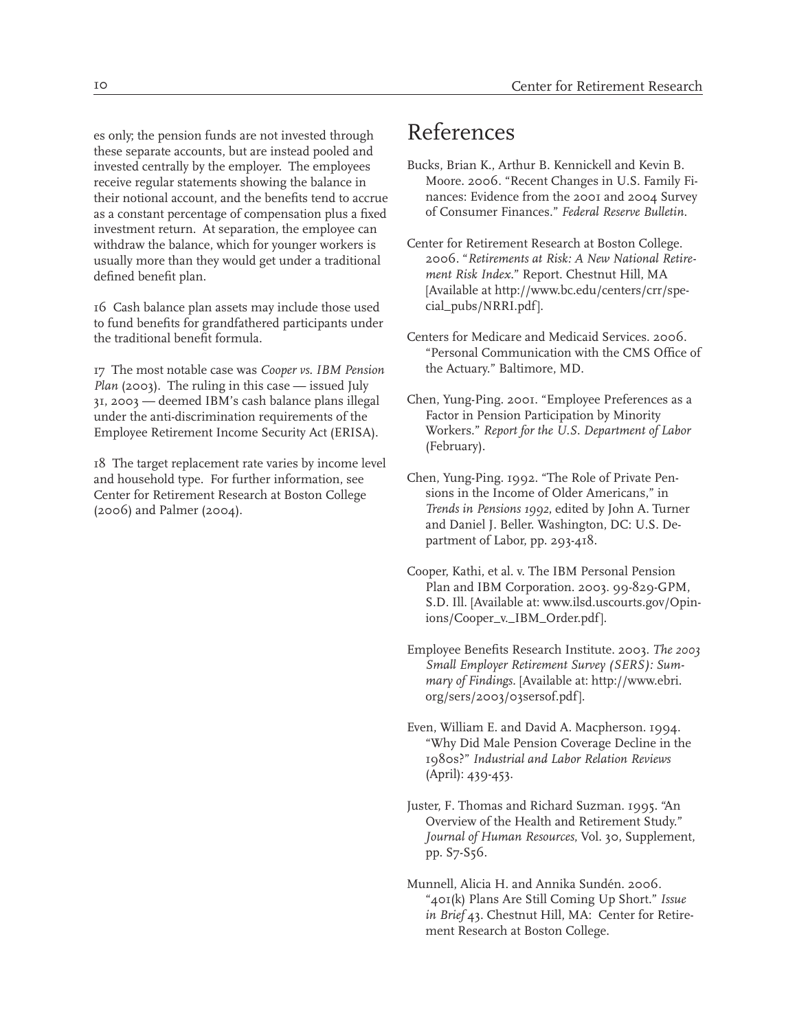es only; the pension funds are not invested through these separate accounts, but are instead pooled and invested centrally by the employer. The employees receive regular statements showing the balance in their notional account, and the benefits tend to accrue as a constant percentage of compensation plus a fixed investment return. At separation, the employee can withdraw the balance, which for younger workers is usually more than they would get under a traditional defined benefit plan.

16 Cash balance plan assets may include those used to fund benefits for grandfathered participants under the traditional benefit formula.

17 The most notable case was *Cooper vs. IBM Pension Plan* (2003). The ruling in this case — issued July 31, 2003 — deemed IBM's cash balance plans illegal under the anti-discrimination requirements of the Employee Retirement Income Security Act (ERISA).

18 The target replacement rate varies by income level and household type. For further information, see Center for Retirement Research at Boston College (2006) and Palmer (2004).

# References

Bucks, Brian K., Arthur B. Kennickell and Kevin B. Moore. 2006. "Recent Changes in U.S. Family Finances: Evidence from the 2001 and 2004 Survey of Consumer Finances." *Federal Reserve Bulletin*.

Center for Retirement Research at Boston College. 2006. "*Retirements at Risk: A New National Retirement Risk Index*." Report. Chestnut Hill, MA [Available at http://www.bc.edu/centers/crr/special_pubs/NRRI.pdf].

Centers for Medicare and Medicaid Services. 2006. "Personal Communication with the CMS Office of the Actuary." Baltimore, MD.

Chen, Yung-Ping. 2001. "Employee Preferences as a Factor in Pension Participation by Minority Workers." *Report for the U.S. Department of Labor* (February).

Chen, Yung-Ping. 1992. "The Role of Private Pensions in the Income of Older Americans," in *Trends in Pensions 1992*, edited by John A. Turner and Daniel J. Beller. Washington, DC: U.S. Department of Labor, pp. 293-418.

Cooper, Kathi, et al. v. The IBM Personal Pension Plan and IBM Corporation. 2003. 99-829-GPM, S.D. Ill. [Available at: www.ilsd.uscourts.gov/Opinions/Cooper_v._IBM_Order.pdf].

Employee Benefits Research Institute. 2003. *The 2003 Small Employer Retirement Survey (SERS): Summary of Findings*. [Available at: http://www.ebri.org/sers/2003/03sersof.pdf].

Even, William E. and David A. Macpherson. 1994. "Why Did Male Pension Coverage Decline in the 1980s?" *Industrial and Labor Relation Reviews* (April): 439-453.

Juster, F. Thomas and Richard Suzman. 1995. "An Overview of the Health and Retirement Study." *Journal of Human Resources*, Vol. 30, Supplement, pp. S7-S56.

Munnell, Alicia H. and Annika Sundén. 2006. "401(k) Plans Are Still Coming Up Short." *Issue in Brief* 43. Chestnut Hill, MA: Center for Retirement Research at Boston College.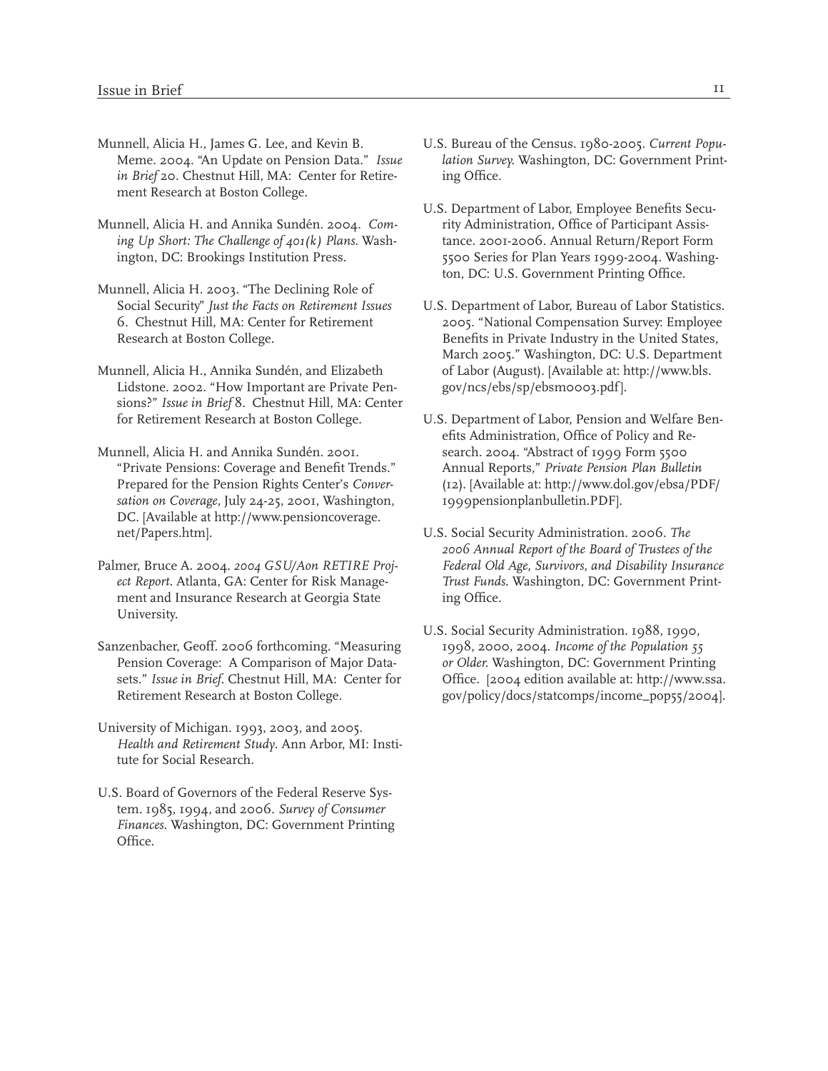Munnell, Alicia H., James G. Lee, and Kevin B. Meme. 2004. "An Update on Pension Data." *Issue in Brief* 20. Chestnut Hill, MA: Center for Retirement Research at Boston College.

Munnell, Alicia H. and Annika Sundén. 2004. *Coming Up Short: The Challenge of 401(k) Plans*. Washington, DC: Brookings Institution Press.

Munnell, Alicia H. 2003. "The Declining Role of Social Security" *Just the Facts on Retirement Issues* 6. Chestnut Hill, MA: Center for Retirement Research at Boston College.

Munnell, Alicia H., Annika Sundén, and Elizabeth Lidstone. 2002. "How Important are Private Pensions?" *Issue in Brief* 8. Chestnut Hill, MA: Center for Retirement Research at Boston College.

Munnell, Alicia H. and Annika Sundén. 2001. "Private Pensions: Coverage and Benefit Trends." Prepared for the Pension Rights Center's *Conversation on Coverage*, July 24-25, 2001, Washington, DC. [Available at http://www.pensioncoverage.net/Papers.htm].

Palmer, Bruce A. 2004. *2004 GSU/Aon RETIRE Project Report*. Atlanta, GA: Center for Risk Management and Insurance Research at Georgia State University.

Sanzenbacher, Geoff. 2006 forthcoming. "Measuring Pension Coverage: A Comparison of Major Datasets." *Issue in Brief*. Chestnut Hill, MA: Center for Retirement Research at Boston College.

University of Michigan. 1993, 2003, and 2005. *Health and Retirement Study*. Ann Arbor, MI: Institute for Social Research.

U.S. Board of Governors of the Federal Reserve System. 1985, 1994, and 2006. *Survey of Consumer Finances*. Washington, DC: Government Printing Office.

U.S. Bureau of the Census. 1980-2005. *Current Population Survey*. Washington, DC: Government Printing Office.

U.S. Department of Labor, Employee Benefits Security Administration, Office of Participant Assistance. 2001-2006. Annual Return/Report Form 5500 Series for Plan Years 1999-2004. Washington, DC: U.S. Government Printing Office.

U.S. Department of Labor, Bureau of Labor Statistics. 2005. "National Compensation Survey: Employee Benefits in Private Industry in the United States, March 2005." Washington, DC: U.S. Department of Labor (August). [Available at: http://www.bls.gov/ncs/ebs/sp/ebsm0003.pdf].

U.S. Department of Labor, Pension and Welfare Benefits Administration, Office of Policy and Research. 2004. "Abstract of 1999 Form 5500 Annual Reports," *Private Pension Plan Bulletin* (12). [Available at: http://www.dol.gov/ebsa/PDF/1999pensionplanbulletin.PDF].

U.S. Social Security Administration. 2006. *The 2006 Annual Report of the Board of Trustees of the Federal Old Age, Survivors, and Disability Insurance Trust Funds*. Washington, DC: Government Printing Office.

U.S. Social Security Administration. 1988, 1990, 1998, 2000, 2004. *Income of the Population 55 or Older*. Washington, DC: Government Printing Office. [2004 edition available at: http://www.ssa.gov/policy/docs/statcomps/income_pop55/2004].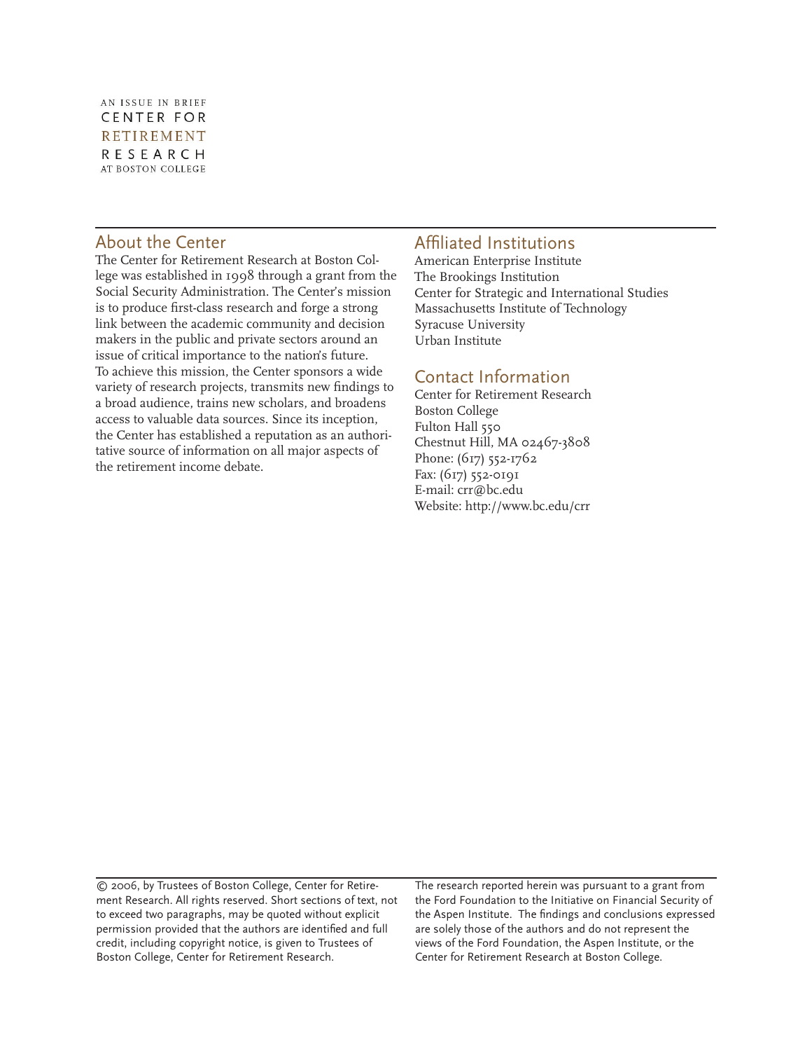AN ISSUE IN BRIEF
CENTER FOR
RETIREMENT
RESEARCH
AT BOSTON COLLEGE

## About the Center

The Center for Retirement Research at Boston College was established in 1998 through a grant from the Social Security Administration. The Center's mission is to produce first-class research and forge a strong link between the academic community and decision makers in the public and private sectors around an issue of critical importance to the nation's future. To achieve this mission, the Center sponsors a wide variety of research projects, transmits new findings to a broad audience, trains new scholars, and broadens access to valuable data sources. Since its inception, the Center has established a reputation as an authoritative source of information on all major aspects of the retirement income debate.

## Affiliated Institutions

American Enterprise Institute
The Brookings Institution
Center for Strategic and International Studies
Massachusetts Institute of Technology
Syracuse University
Urban Institute

## Contact Information

Center for Retirement Research
Boston College
Fulton Hall 550
Chestnut Hill, MA 02467-3808
Phone: (617) 552-1762
Fax: (617) 552-0191
E-mail: crr@bc.edu
Website: http://www.bc.edu/crr

© 2006, by Trustees of Boston College, Center for Retirement Research. All rights reserved. Short sections of text, not to exceed two paragraphs, may be quoted without explicit permission provided that the authors are identified and full credit, including copyright notice, is given to Trustees of Boston College, Center for Retirement Research.

The research reported herein was pursuant to a grant from the Ford Foundation to the Initiative on Financial Security of the Aspen Institute. The findings and conclusions expressed are solely those of the authors and do not represent the views of the Ford Foundation, the Aspen Institute, or the Center for Retirement Research at Boston College.